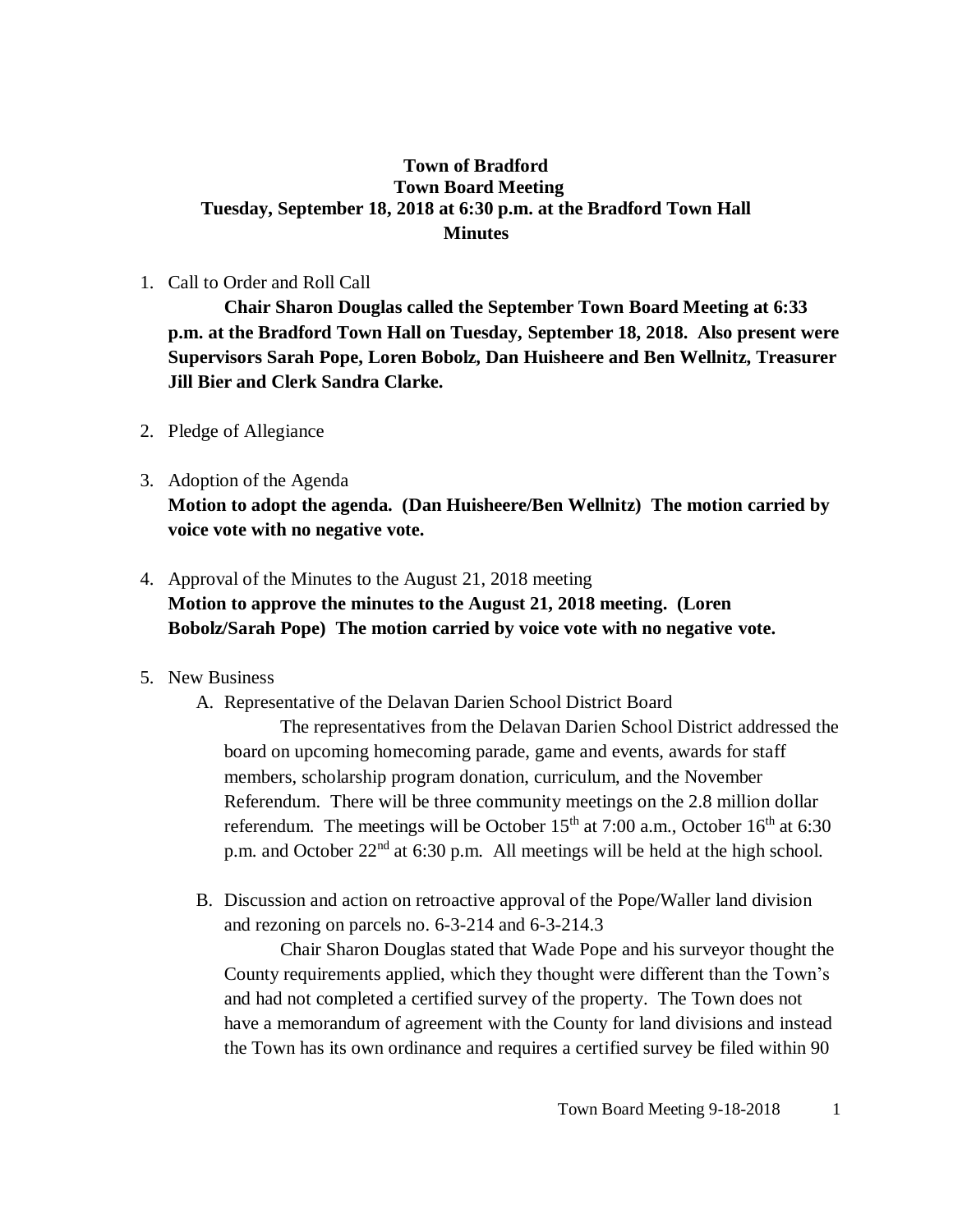# Town of Bradford
## Town Board Meeting
## Tuesday, September 18, 2018 at 6:30 p.m. at the Bradford Town Hall
## Minutes

1. Call to Order and Roll Call

   **Chair Sharon Douglas called the September Town Board Meeting at 6:33 p.m. at the Bradford Town Hall on Tuesday, September 18, 2018. Also present were Supervisors Sarah Pope, Loren Bobolz, Dan Huisheere and Ben Wellnitz, Treasurer Jill Bier and Clerk Sandra Clarke.**

2. Pledge of Allegiance

3. Adoption of the Agenda

   **Motion to adopt the agenda. (Dan Huisheere/Ben Wellnitz) The motion carried by voice vote with no negative vote.**

4. Approval of the Minutes to the August 21, 2018 meeting

   **Motion to approve the minutes to the August 21, 2018 meeting. (Loren Bobolz/Sarah Pope) The motion carried by voice vote with no negative vote.**

5. New Business

   A. Representative of the Delavan Darien School District Board

      The representatives from the Delavan Darien School District addressed the board on upcoming homecoming parade, game and events, awards for staff members, scholarship program donation, curriculum, and the November Referendum. There will be three community meetings on the 2.8 million dollar referendum. The meetings will be October 15th at 7:00 a.m., October 16th at 6:30 p.m. and October 22nd at 6:30 p.m. All meetings will be held at the high school.

   B. Discussion and action on retroactive approval of the Pope/Waller land division and rezoning on parcels no. 6-3-214 and 6-3-214.3

      Chair Sharon Douglas stated that Wade Pope and his surveyor thought the County requirements applied, which they thought were different than the Town's and had not completed a certified survey of the property. The Town does not have a memorandum of agreement with the County for land divisions and instead the Town has its own ordinance and requires a certified survey be filed within 90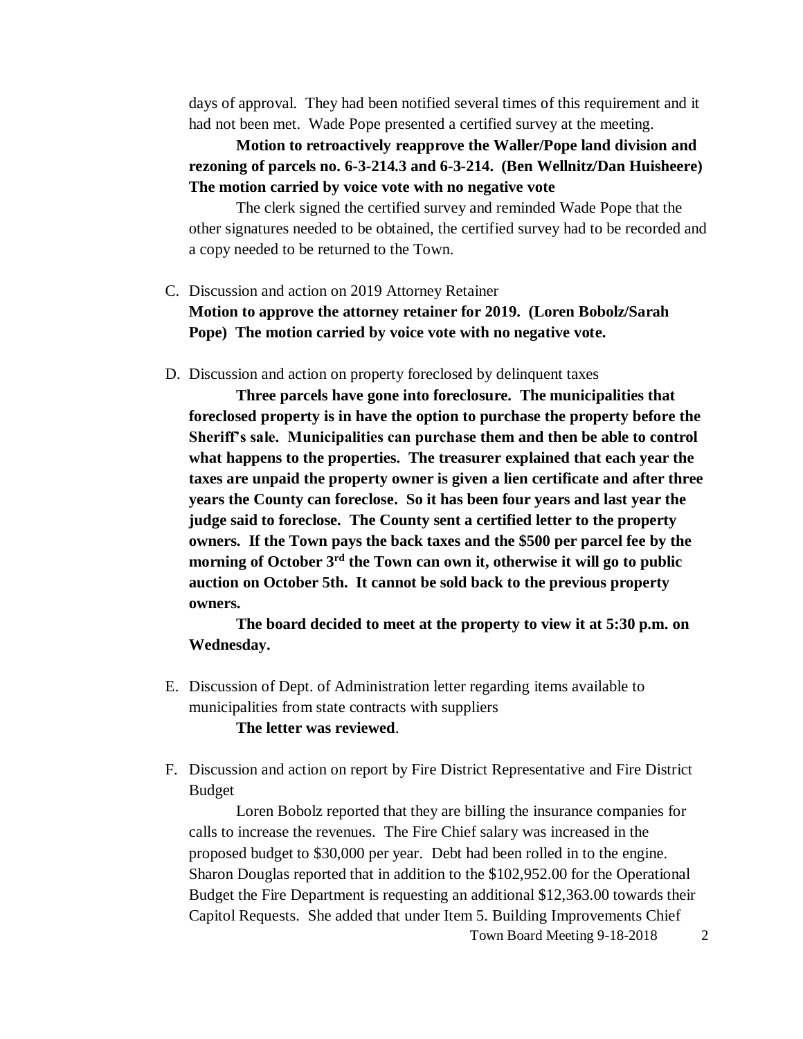days of approval. They had been notified several times of this requirement and it had not been met. Wade Pope presented a certified survey at the meeting.

**Motion to retroactively reapprove the Waller/Pope land division and rezoning of parcels no. 6-3-214.3 and 6-3-214. (Ben Wellnitz/Dan Huisheere) The motion carried by voice vote with no negative vote**

The clerk signed the certified survey and reminded Wade Pope that the other signatures needed to be obtained, the certified survey had to be recorded and a copy needed to be returned to the Town.

C. Discussion and action on 2019 Attorney Retainer
**Motion to approve the attorney retainer for 2019. (Loren Bobolz/Sarah Pope) The motion carried by voice vote with no negative vote.**

D. Discussion and action on property foreclosed by delinquent taxes

**Three parcels have gone into foreclosure. The municipalities that foreclosed property is in have the option to purchase the property before the Sheriff's sale. Municipalities can purchase them and then be able to control what happens to the properties. The treasurer explained that each year the taxes are unpaid the property owner is given a lien certificate and after three years the County can foreclose. So it has been four years and last year the judge said to foreclose. The County sent a certified letter to the property owners. If the Town pays the back taxes and the $500 per parcel fee by the morning of October 3rd the Town can own it, otherwise it will go to public auction on October 5th. It cannot be sold back to the previous property owners.**

**The board decided to meet at the property to view it at 5:30 p.m. on Wednesday.**

E. Discussion of Dept. of Administration letter regarding items available to municipalities from state contracts with suppliers

**The letter was reviewed**.

F. Discussion and action on report by Fire District Representative and Fire District Budget

Loren Bobolz reported that they are billing the insurance companies for calls to increase the revenues. The Fire Chief salary was increased in the proposed budget to $30,000 per year. Debt had been rolled in to the engine. Sharon Douglas reported that in addition to the $102,952.00 for the Operational Budget the Fire Department is requesting an additional $12,363.00 towards their Capitol Requests. She added that under Item 5. Building Improvements Chief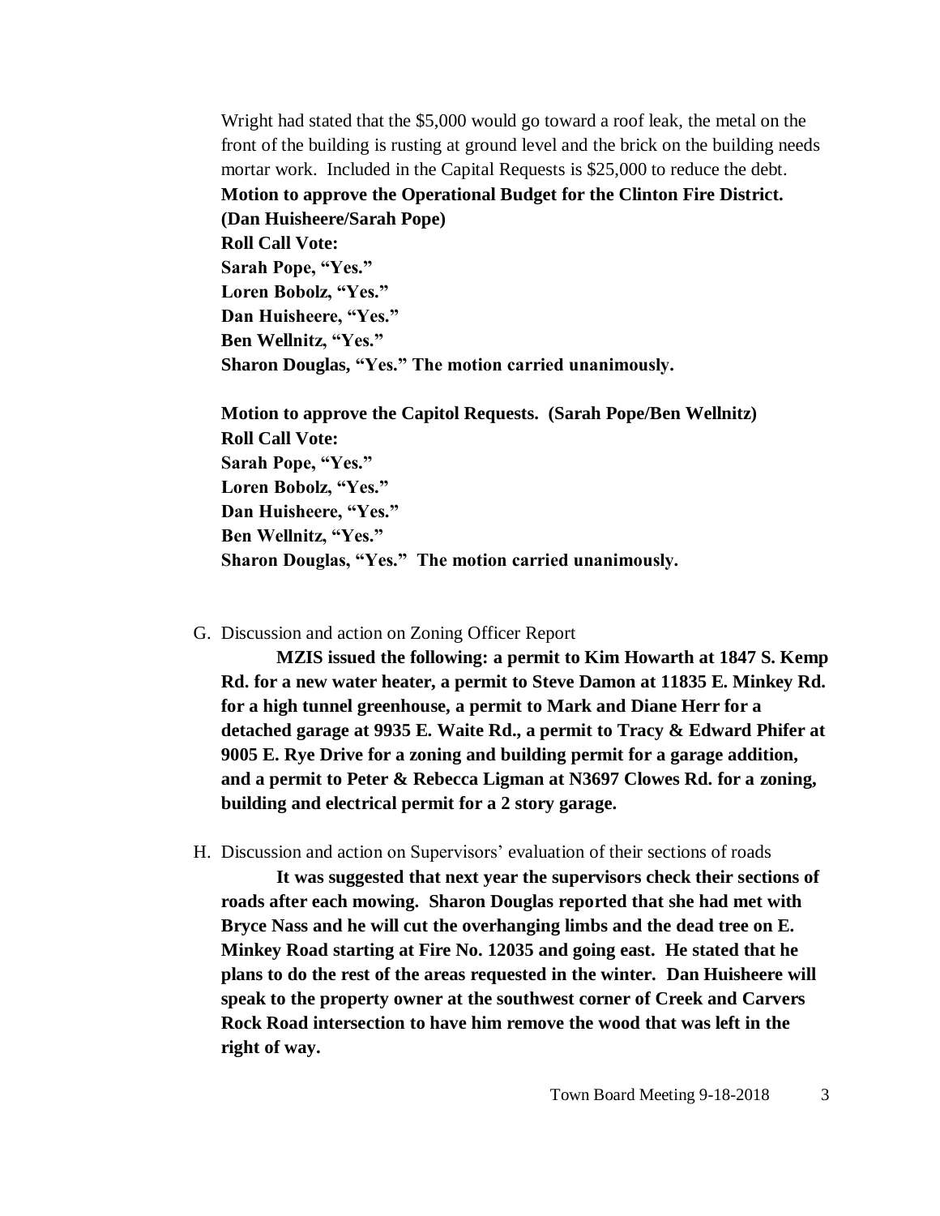Wright had stated that the $5,000 would go toward a roof leak, the metal on the front of the building is rusting at ground level and the brick on the building needs mortar work. Included in the Capital Requests is $25,000 to reduce the debt.

**Motion to approve the Operational Budget for the Clinton Fire District. (Dan Huisheere/Sarah Pope)**
**Roll Call Vote:**
**Sarah Pope, "Yes."**
**Loren Bobolz, "Yes."**
**Dan Huisheere, "Yes."**
**Ben Wellnitz, "Yes."**
**Sharon Douglas, "Yes." The motion carried unanimously.**

**Motion to approve the Capitol Requests. (Sarah Pope/Ben Wellnitz)**
**Roll Call Vote:**
**Sarah Pope, "Yes."**
**Loren Bobolz, "Yes."**
**Dan Huisheere, "Yes."**
**Ben Wellnitz, "Yes."**
**Sharon Douglas, "Yes." The motion carried unanimously.**

G. Discussion and action on Zoning Officer Report

**MZIS issued the following: a permit to Kim Howarth at 1847 S. Kemp Rd. for a new water heater, a permit to Steve Damon at 11835 E. Minkey Rd. for a high tunnel greenhouse, a permit to Mark and Diane Herr for a detached garage at 9935 E. Waite Rd., a permit to Tracy & Edward Phifer at 9005 E. Rye Drive for a zoning and building permit for a garage addition, and a permit to Peter & Rebecca Ligman at N3697 Clowes Rd. for a zoning, building and electrical permit for a 2 story garage.**

H. Discussion and action on Supervisors' evaluation of their sections of roads

**It was suggested that next year the supervisors check their sections of roads after each mowing. Sharon Douglas reported that she had met with Bryce Nass and he will cut the overhanging limbs and the dead tree on E. Minkey Road starting at Fire No. 12035 and going east. He stated that he plans to do the rest of the areas requested in the winter. Dan Huisheere will speak to the property owner at the southwest corner of Creek and Carvers Rock Road intersection to have him remove the wood that was left in the right of way.**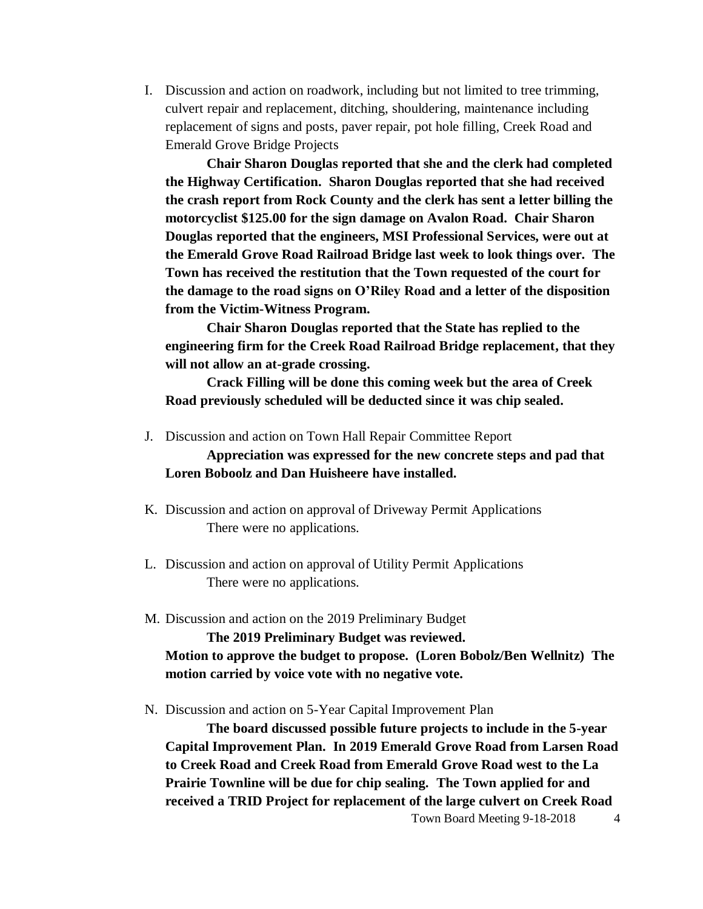I. Discussion and action on roadwork, including but not limited to tree trimming, culvert repair and replacement, ditching, shouldering, maintenance including replacement of signs and posts, paver repair, pot hole filling, Creek Road and Emerald Grove Bridge Projects

**Chair Sharon Douglas reported that she and the clerk had completed the Highway Certification. Sharon Douglas reported that she had received the crash report from Rock County and the clerk has sent a letter billing the motorcyclist $125.00 for the sign damage on Avalon Road. Chair Sharon Douglas reported that the engineers, MSI Professional Services, were out at the Emerald Grove Road Railroad Bridge last week to look things over. The Town has received the restitution that the Town requested of the court for the damage to the road signs on O'Riley Road and a letter of the disposition from the Victim-Witness Program.**

**Chair Sharon Douglas reported that the State has replied to the engineering firm for the Creek Road Railroad Bridge replacement, that they will not allow an at-grade crossing.**

**Crack Filling will be done this coming week but the area of Creek Road previously scheduled will be deducted since it was chip sealed.**

J. Discussion and action on Town Hall Repair Committee Report

**Appreciation was expressed for the new concrete steps and pad that Loren Boboolz and Dan Huisheere have installed.**

K. Discussion and action on approval of Driveway Permit Applications

There were no applications.

L. Discussion and action on approval of Utility Permit Applications

There were no applications.

M. Discussion and action on the 2019 Preliminary Budget

**The 2019 Preliminary Budget was reviewed.**

**Motion to approve the budget to propose. (Loren Bobolz/Ben Wellnitz) The motion carried by voice vote with no negative vote.**

N. Discussion and action on 5-Year Capital Improvement Plan

**The board discussed possible future projects to include in the 5-year Capital Improvement Plan. In 2019 Emerald Grove Road from Larsen Road to Creek Road and Creek Road from Emerald Grove Road west to the La Prairie Townline will be due for chip sealing. The Town applied for and received a TRID Project for replacement of the large culvert on Creek Road**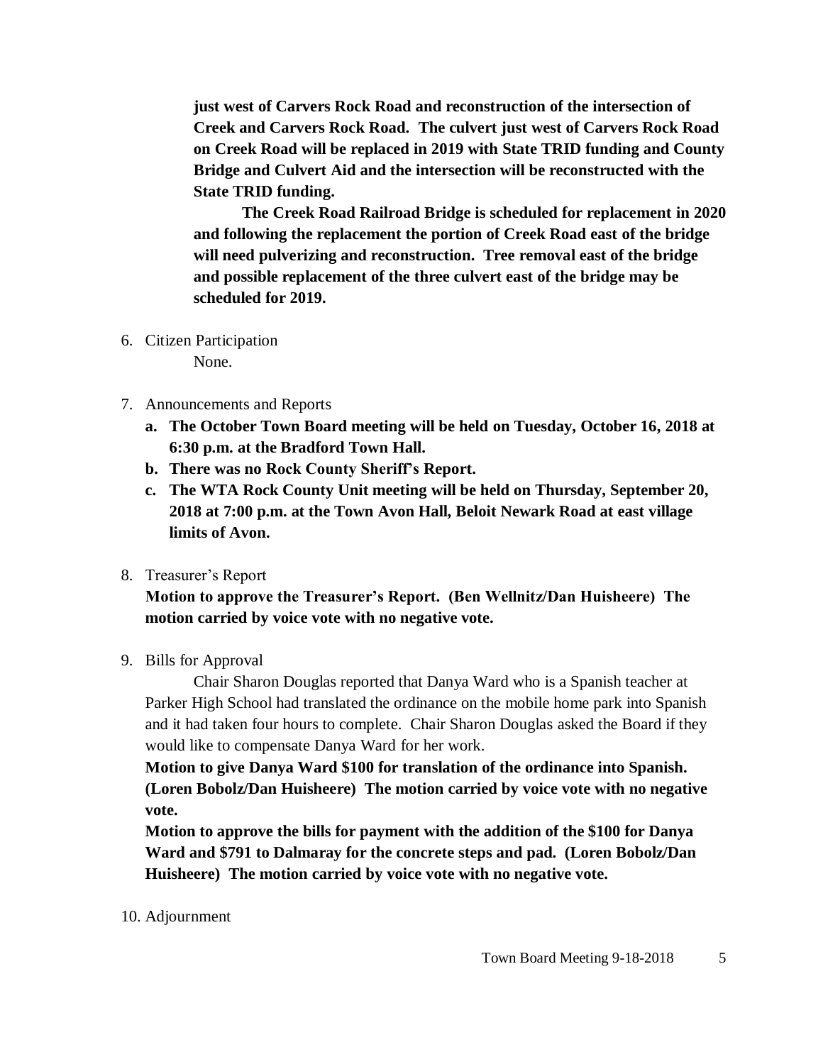**just west of Carvers Rock Road and reconstruction of the intersection of Creek and Carvers Rock Road. The culvert just west of Carvers Rock Road on Creek Road will be replaced in 2019 with State TRID funding and County Bridge and Culvert Aid and the intersection will be reconstructed with the State TRID funding.**

**The Creek Road Railroad Bridge is scheduled for replacement in 2020 and following the replacement the portion of Creek Road east of the bridge will need pulverizing and reconstruction. Tree removal east of the bridge and possible replacement of the three culvert east of the bridge may be scheduled for 2019.**

6. Citizen Participation

   None.

7. Announcements and Reports
   a. **The October Town Board meeting will be held on Tuesday, October 16, 2018 at 6:30 p.m. at the Bradford Town Hall.**
   b. **There was no Rock County Sheriff's Report.**
   c. **The WTA Rock County Unit meeting will be held on Thursday, September 20, 2018 at 7:00 p.m. at the Town Avon Hall, Beloit Newark Road at east village limits of Avon.**

8. Treasurer's Report

   **Motion to approve the Treasurer's Report. (Ben Wellnitz/Dan Huisheere) The motion carried by voice vote with no negative vote.**

9. Bills for Approval

   Chair Sharon Douglas reported that Danya Ward who is a Spanish teacher at Parker High School had translated the ordinance on the mobile home park into Spanish and it had taken four hours to complete. Chair Sharon Douglas asked the Board if they would like to compensate Danya Ward for her work.

   **Motion to give Danya Ward $100 for translation of the ordinance into Spanish. (Loren Bobolz/Dan Huisheere) The motion carried by voice vote with no negative vote.**

   **Motion to approve the bills for payment with the addition of the $100 for Danya Ward and $791 to Dalmaray for the concrete steps and pad. (Loren Bobolz/Dan Huisheere) The motion carried by voice vote with no negative vote.**

10. Adjournment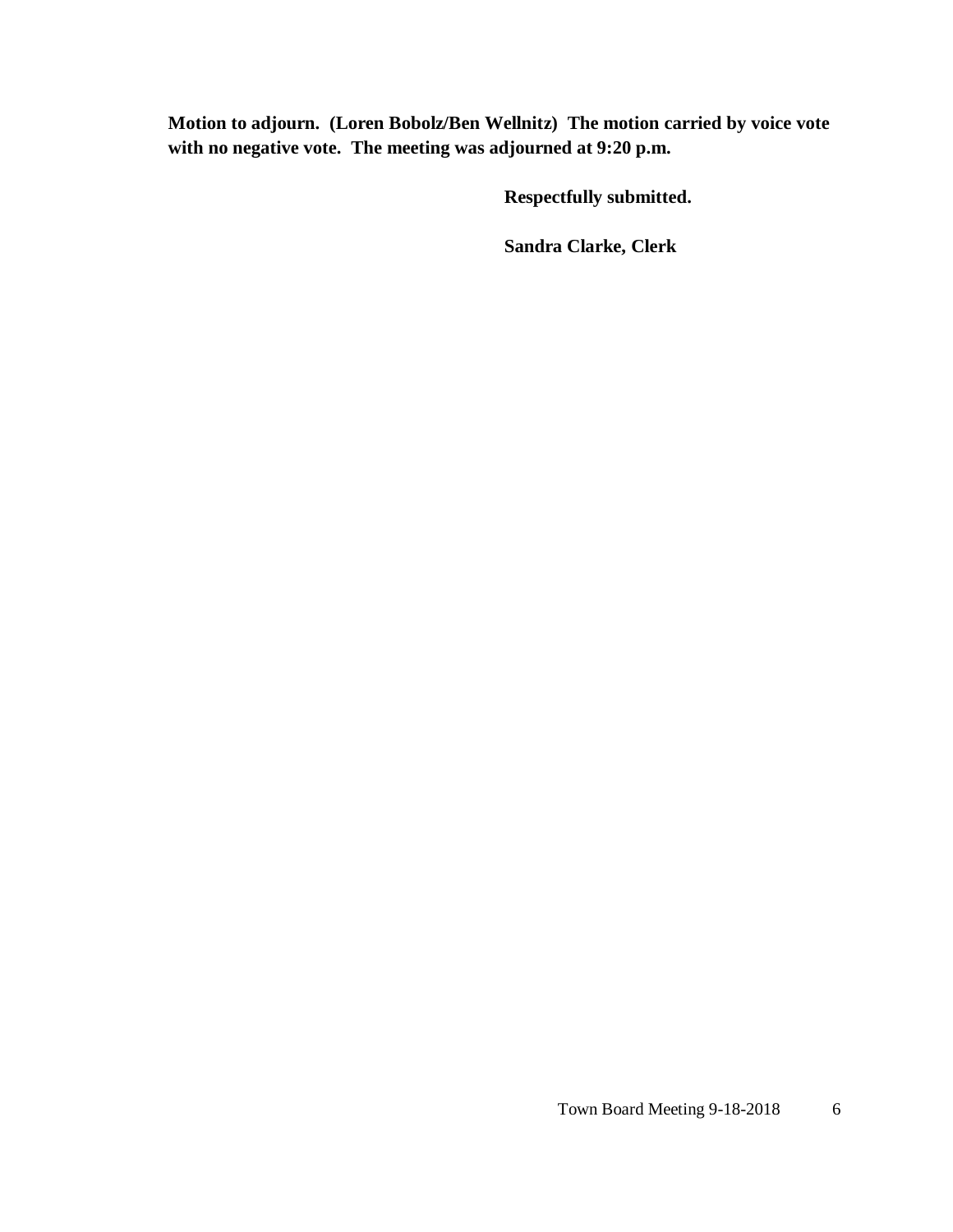**Motion to adjourn. (Loren Bobolz/Ben Wellnitz) The motion carried by voice vote with no negative vote. The meeting was adjourned at 9:20 p.m.**

**Respectfully submitted.**

**Sandra Clarke, Clerk**